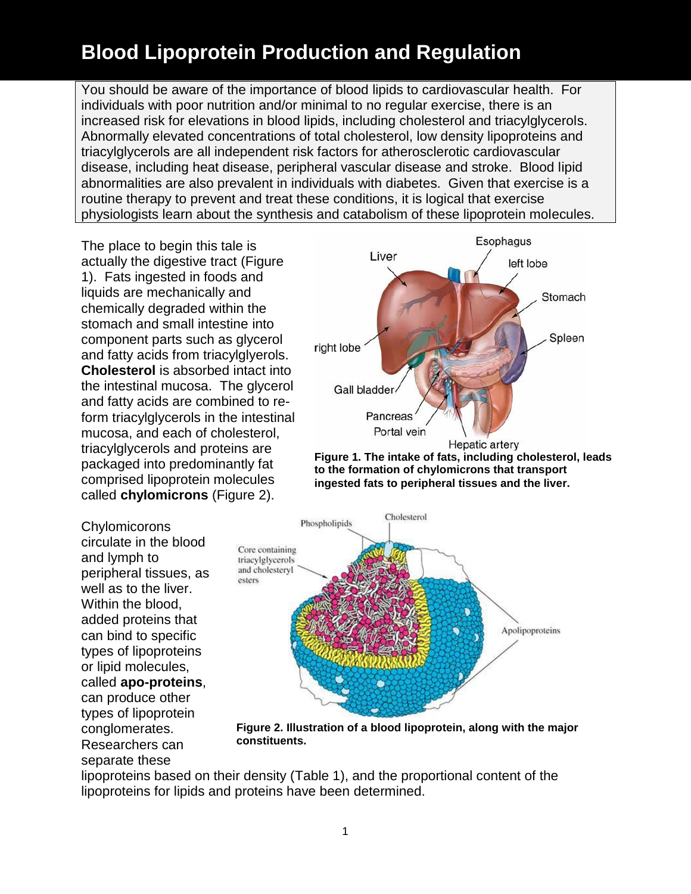# Blood Lipoprotein Production and Regulation

You should be aware of the importance of blood lipids to cardiovascular health. For individuals with poor nutrition and/or minimal to no regular exercise, there is an increased risk for elevations in blood lipids, including cholesterol and triacylglycerols. Abnormally elevated concentrations of total cholesterol, low density lipoproteins and triacylglycerols are all independent risk factors for atherosclerotic cardiovascular disease, including heat disease, peripheral vascular disease and stroke. Blood lipid abnormalities are also prevalent in individuals with diabetes. Given that exercise is a routine therapy to prevent and treat these conditions, it is logical that exercise physiologists learn about the synthesis and catabolism of these lipoprotein molecules.

The place to begin this tale is actually the digestive tract (Figure 1). Fats ingested in foods and liquids are mechanically and chemically degraded within the stomach and small intestine into component parts such as glycerol and fatty acids from triacylglyerols. **Cholesterol** is absorbed intact into the intestinal mucosa. The glycerol and fatty acids are combined to re-form triacylglycerols in the intestinal mucosa, and each of cholesterol, triacylglycerols and proteins are packaged into predominantly fat comprised lipoprotein molecules called **chylomicrons** (Figure 2).

**Figure 1. The intake of fats, including cholesterol, leads to the formation of chylomicrons that transport ingested fats to peripheral tissues and the liver.**

Chylomicorons circulate in the blood and lymph to peripheral tissues, as well as to the liver. Within the blood, added proteins that can bind to specific types of lipoproteins or lipid molecules, called **apo-proteins**, can produce other types of lipoprotein conglomerates. Researchers can separate these lipoproteins based on their density (Table 1), and the proportional content of the lipoproteins for lipids and proteins have been determined.

**Figure 2. Illustration of a blood lipoprotein, along with the major constituents.**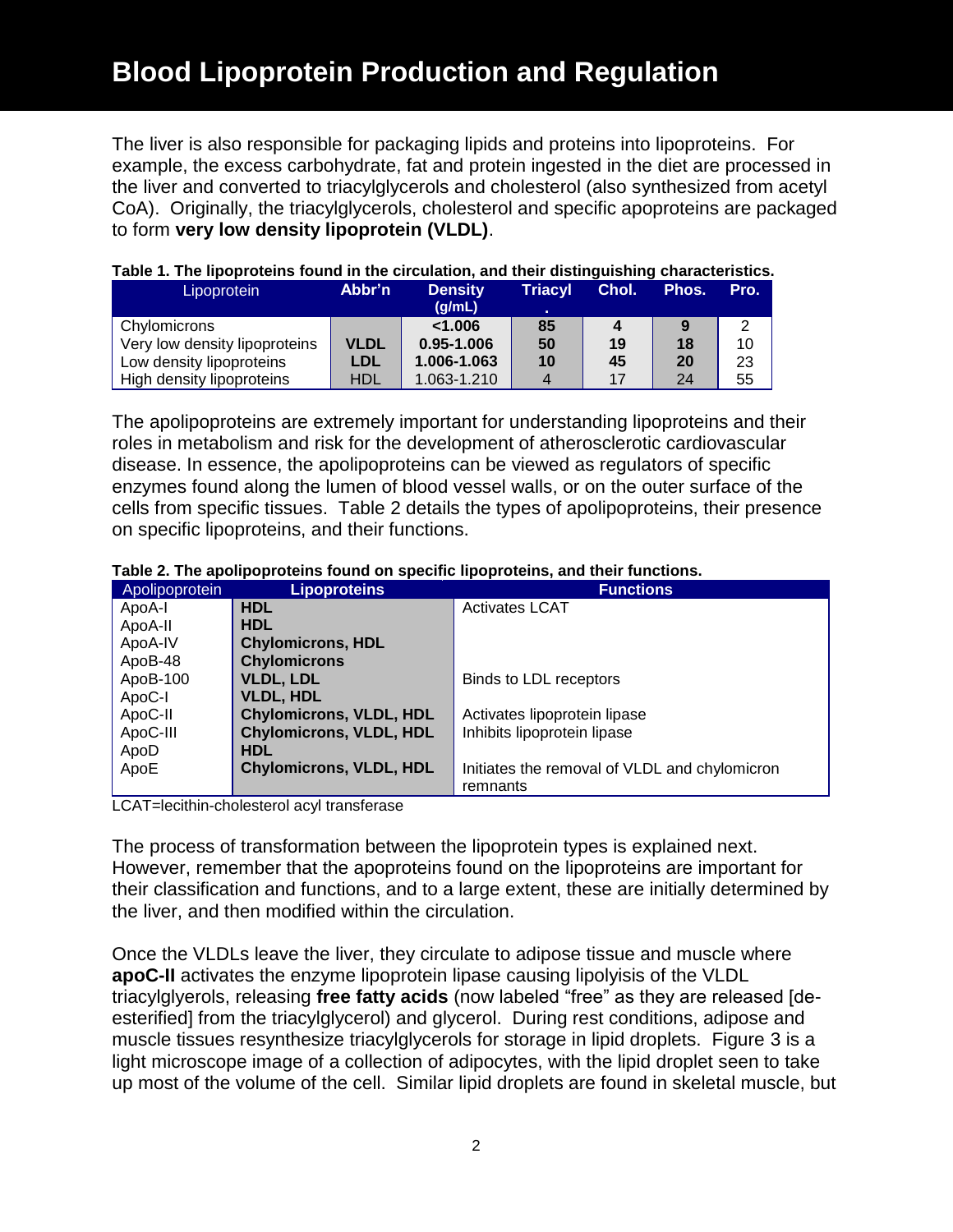# Blood Lipoprotein Production and Regulation

The liver is also responsible for packaging lipids and proteins into lipoproteins. For example, the excess carbohydrate, fat and protein ingested in the diet are processed in the liver and converted to triacylglycerols and cholesterol (also synthesized from acetyl CoA). Originally, the triacylglycerols, cholesterol and specific apoproteins are packaged to form **very low density lipoprotein (VLDL)**.

**Table 1. The lipoproteins found in the circulation, and their distinguishing characteristics.**

| Lipoprotein | Abbr'n | Density (g/mL) | Triacyl. | Chol. | Phos. | Pro. |
|---|---|---|---|---|---|---|
| Chylomicrons | | **<1.006** | **85** | **4** | **9** | 2 |
| Very low density lipoproteins | **VLDL** | **0.95-1.006** | **50** | **19** | **18** | 10 |
| Low density lipoproteins | **LDL** | **1.006-1.063** | **10** | **45** | **20** | 23 |
| High density lipoproteins | HDL | 1.063-1.210 | 4 | 17 | 24 | 55 |

The apolipoproteins are extremely important for understanding lipoproteins and their roles in metabolism and risk for the development of atherosclerotic cardiovascular disease. In essence, the apolipoproteins can be viewed as regulators of specific enzymes found along the lumen of blood vessel walls, or on the outer surface of the cells from specific tissues. Table 2 details the types of apolipoproteins, their presence on specific lipoproteins, and their functions.

**Table 2. The apolipoproteins found on specific lipoproteins, and their functions.**

| Apolipoprotein | Lipoproteins | Functions |
|---|---|---|
| ApoA-I | **HDL** | Activates LCAT |
| ApoA-II | **HDL** | |
| ApoA-IV | **Chylomicrons, HDL** | |
| ApoB-48 | **Chylomicrons** | |
| ApoB-100 | **VLDL, LDL** | Binds to LDL receptors |
| ApoC-I | **VLDL, HDL** | |
| ApoC-II | **Chylomicrons, VLDL, HDL** | Activates lipoprotein lipase |
| ApoC-III | **Chylomicrons, VLDL, HDL** | Inhibits lipoprotein lipase |
| ApoD | **HDL** | |
| ApoE | **Chylomicrons, VLDL, HDL** | Initiates the removal of VLDL and chylomicron remnants |

LCAT=lecithin-cholesterol acyl transferase

The process of transformation between the lipoprotein types is explained next. However, remember that the apoproteins found on the lipoproteins are important for their classification and functions, and to a large extent, these are initially determined by the liver, and then modified within the circulation.

Once the VLDLs leave the liver, they circulate to adipose tissue and muscle where **apoC-II** activates the enzyme lipoprotein lipase causing lipolyisis of the VLDL triacylglyerols, releasing **free fatty acids** (now labeled "free" as they are released [de-esterified] from the triacylglycerol) and glycerol. During rest conditions, adipose and muscle tissues resynthesize triacylglycerols for storage in lipid droplets. Figure 3 is a light microscope image of a collection of adipocytes, with the lipid droplet seen to take up most of the volume of the cell. Similar lipid droplets are found in skeletal muscle, but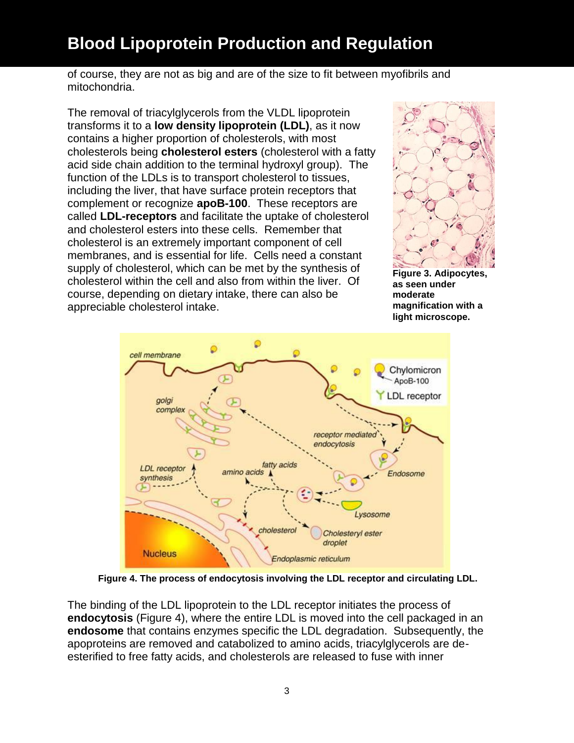of course, they are not as big and are of the size to fit between myofibrils and mitochondria.

The removal of triacylglycerols from the VLDL lipoprotein transforms it to a **low density lipoprotein (LDL)**, as it now contains a higher proportion of cholesterols, with most cholesterols being **cholesterol esters** (cholesterol with a fatty acid side chain addition to the terminal hydroxyl group). The function of the LDLs is to transport cholesterol to tissues, including the liver, that have surface protein receptors that complement or recognize **apoB-100**. These receptors are called **LDL-receptors** and facilitate the uptake of cholesterol and cholesterol esters into these cells. Remember that cholesterol is an extremely important component of cell membranes, and is essential for life. Cells need a constant supply of cholesterol, which can be met by the synthesis of cholesterol within the cell and also from within the liver. Of course, depending on dietary intake, there can also be appreciable cholesterol intake.

**Figure 3. Adipocytes, as seen under moderate magnification with a light microscope.**

**Figure 4. The process of endocytosis involving the LDL receptor and circulating LDL.**

The binding of the LDL lipoprotein to the LDL receptor initiates the process of **endocytosis** (Figure 4), where the entire LDL is moved into the cell packaged in an **endosome** that contains enzymes specific the LDL degradation. Subsequently, the apoproteins are removed and catabolized to amino acids, triacylglycerols are de-esterified to free fatty acids, and cholesterols are released to fuse with inner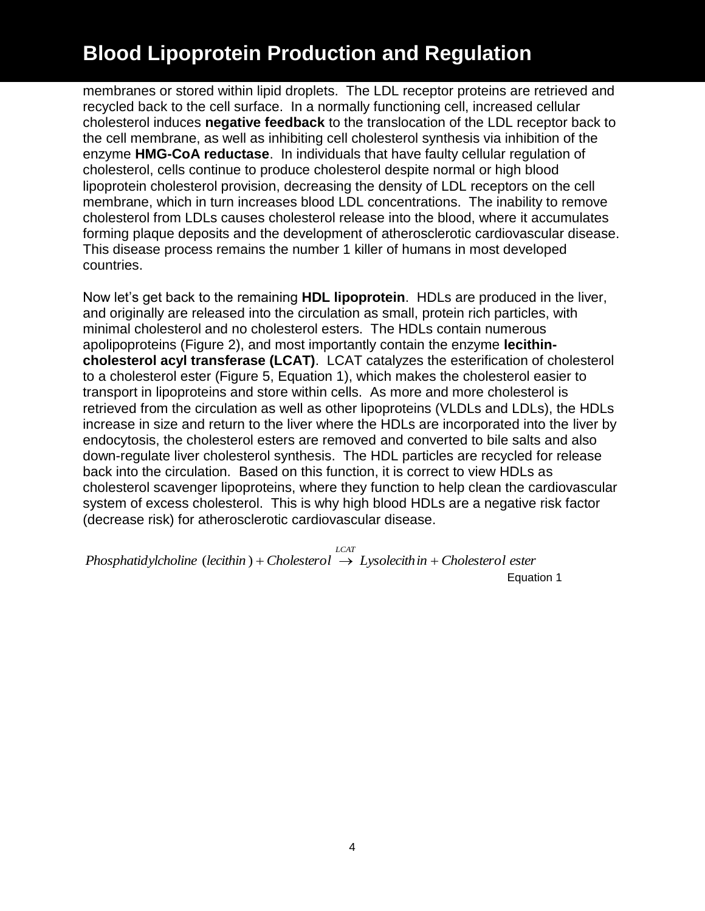membranes or stored within lipid droplets. The LDL receptor proteins are retrieved and recycled back to the cell surface. In a normally functioning cell, increased cellular cholesterol induces **negative feedback** to the translocation of the LDL receptor back to the cell membrane, as well as inhibiting cell cholesterol synthesis via inhibition of the enzyme **HMG-CoA reductase**. In individuals that have faulty cellular regulation of cholesterol, cells continue to produce cholesterol despite normal or high blood lipoprotein cholesterol provision, decreasing the density of LDL receptors on the cell membrane, which in turn increases blood LDL concentrations. The inability to remove cholesterol from LDLs causes cholesterol release into the blood, where it accumulates forming plaque deposits and the development of atherosclerotic cardiovascular disease. This disease process remains the number 1 killer of humans in most developed countries.

Now let's get back to the remaining **HDL lipoprotein**. HDLs are produced in the liver, and originally are released into the circulation as small, protein rich particles, with minimal cholesterol and no cholesterol esters. The HDLs contain numerous apolipoproteins (Figure 2), and most importantly contain the enzyme **lecithin-cholesterol acyl transferase (LCAT)**. LCAT catalyzes the esterification of cholesterol to a cholesterol ester (Figure 5, Equation 1), which makes the cholesterol easier to transport in lipoproteins and store within cells. As more and more cholesterol is retrieved from the circulation as well as other lipoproteins (VLDLs and LDLs), the HDLs increase in size and return to the liver where the HDLs are incorporated into the liver by endocytosis, the cholesterol esters are removed and converted to bile salts and also down-regulate liver cholesterol synthesis. The HDL particles are recycled for release back into the circulation. Based on this function, it is correct to view HDLs as cholesterol scavenger lipoproteins, where they function to help clean the cardiovascular system of excess cholesterol. This is why high blood HDLs are a negative risk factor (decrease risk) for atherosclerotic cardiovascular disease.

$$Phosphatidylcholine\ (lecithin) + Cholesterol \xrightarrow{LCAT} Lysolecithin + Cholesterol\ ester$$

Equation 1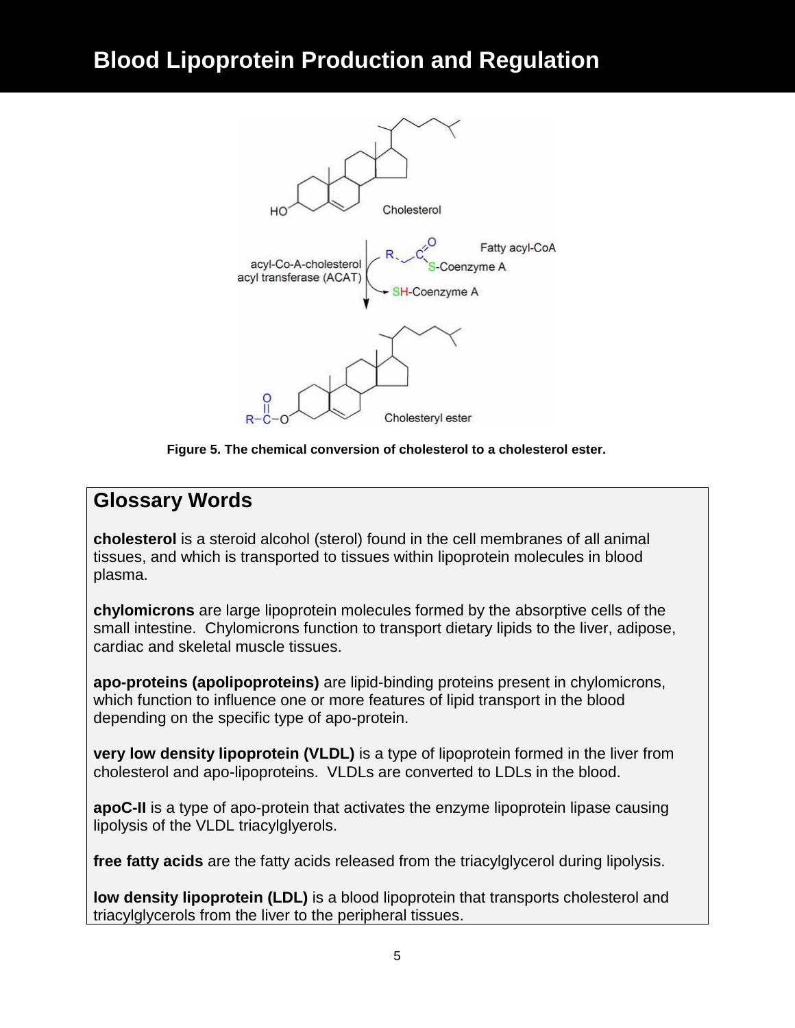# Blood Lipoprotein Production and Regulation

Figure 5. The chemical conversion of cholesterol to a cholesterol ester.

## Glossary Words

**cholesterol** is a steroid alcohol (sterol) found in the cell membranes of all animal tissues, and which is transported to tissues within lipoprotein molecules in blood plasma.

**chylomicrons** are large lipoprotein molecules formed by the absorptive cells of the small intestine. Chylomicrons function to transport dietary lipids to the liver, adipose, cardiac and skeletal muscle tissues.

**apo-proteins (apolipoproteins)** are lipid-binding proteins present in chylomicrons, which function to influence one or more features of lipid transport in the blood depending on the specific type of apo-protein.

**very low density lipoprotein (VLDL)** is a type of lipoprotein formed in the liver from cholesterol and apo-lipoproteins. VLDLs are converted to LDLs in the blood.

**apoC-II** is a type of apo-protein that activates the enzyme lipoprotein lipase causing lipolysis of the VLDL triacylglyerols.

**free fatty acids** are the fatty acids released from the triacylglycerol during lipolysis.

**low density lipoprotein (LDL)** is a blood lipoprotein that transports cholesterol and triacylglycerols from the liver to the peripheral tissues.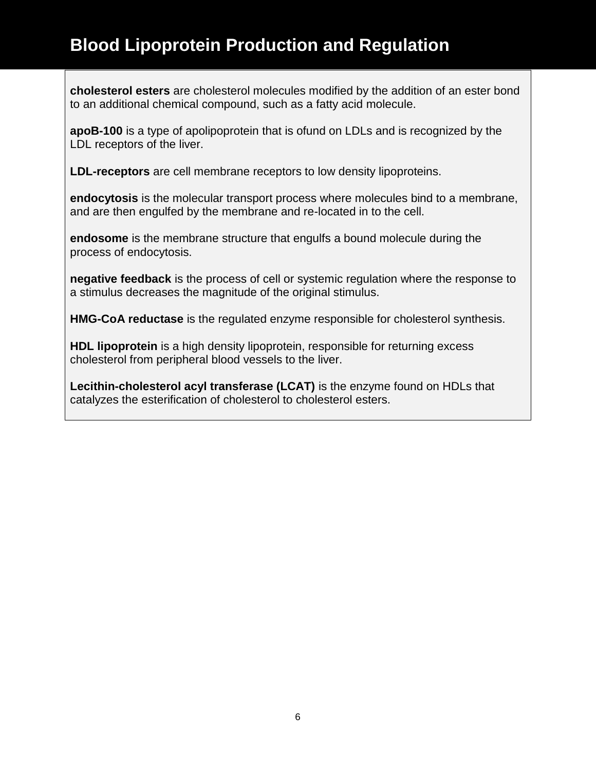# Blood Lipoprotein Production and Regulation

**cholesterol esters** are cholesterol molecules modified by the addition of an ester bond to an additional chemical compound, such as a fatty acid molecule.

**apoB-100** is a type of apolipoprotein that is ofund on LDLs and is recognized by the LDL receptors of the liver.

**LDL-receptors** are cell membrane receptors to low density lipoproteins.

**endocytosis** is the molecular transport process where molecules bind to a membrane, and are then engulfed by the membrane and re-located in to the cell.

**endosome** is the membrane structure that engulfs a bound molecule during the process of endocytosis.

**negative feedback** is the process of cell or systemic regulation where the response to a stimulus decreases the magnitude of the original stimulus.

**HMG-CoA reductase** is the regulated enzyme responsible for cholesterol synthesis.

**HDL lipoprotein** is a high density lipoprotein, responsible for returning excess cholesterol from peripheral blood vessels to the liver.

**Lecithin-cholesterol acyl transferase (LCAT)** is the enzyme found on HDLs that catalyzes the esterification of cholesterol to cholesterol esters.